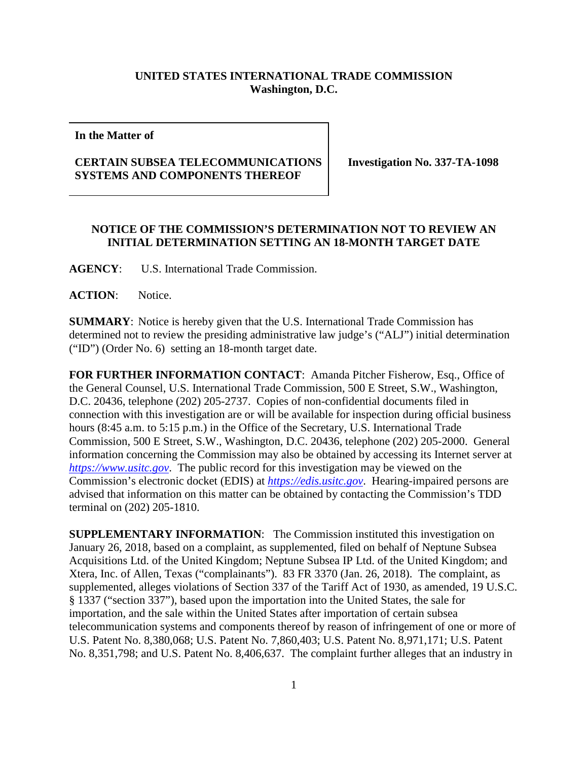**UNITED STATES INTERNATIONAL TRADE COMMISSION**
**Washington, D.C.**

| In the Matter of<br><br>**CERTAIN SUBSEA TELECOMMUNICATIONS SYSTEMS AND COMPONENTS THEREOF** | **Investigation No. 337-TA-1098** |
| --- | --- |

**NOTICE OF THE COMMISSION'S DETERMINATION NOT TO REVIEW AN INITIAL DETERMINATION SETTING AN 18-MONTH TARGET DATE**

**AGENCY**: U.S. International Trade Commission.

**ACTION**: Notice.

**SUMMARY**: Notice is hereby given that the U.S. International Trade Commission has determined not to review the presiding administrative law judge's ("ALJ") initial determination ("ID") (Order No. 6) setting an 18-month target date.

**FOR FURTHER INFORMATION CONTACT**: Amanda Pitcher Fisherow, Esq., Office of the General Counsel, U.S. International Trade Commission, 500 E Street, S.W., Washington, D.C. 20436, telephone (202) 205-2737. Copies of non-confidential documents filed in connection with this investigation are or will be available for inspection during official business hours (8:45 a.m. to 5:15 p.m.) in the Office of the Secretary, U.S. International Trade Commission, 500 E Street, S.W., Washington, D.C. 20436, telephone (202) 205-2000. General information concerning the Commission may also be obtained by accessing its Internet server at *https://www.usitc.gov*. The public record for this investigation may be viewed on the Commission's electronic docket (EDIS) at *https://edis.usitc.gov*. Hearing-impaired persons are advised that information on this matter can be obtained by contacting the Commission's TDD terminal on (202) 205-1810.

**SUPPLEMENTARY INFORMATION**: The Commission instituted this investigation on January 26, 2018, based on a complaint, as supplemented, filed on behalf of Neptune Subsea Acquisitions Ltd. of the United Kingdom; Neptune Subsea IP Ltd. of the United Kingdom; and Xtera, Inc. of Allen, Texas ("complainants"). 83 FR 3370 (Jan. 26, 2018). The complaint, as supplemented, alleges violations of Section 337 of the Tariff Act of 1930, as amended, 19 U.S.C. § 1337 ("section 337"), based upon the importation into the United States, the sale for importation, and the sale within the United States after importation of certain subsea telecommunication systems and components thereof by reason of infringement of one or more of U.S. Patent No. 8,380,068; U.S. Patent No. 7,860,403; U.S. Patent No. 8,971,171; U.S. Patent No. 8,351,798; and U.S. Patent No. 8,406,637. The complaint further alleges that an industry in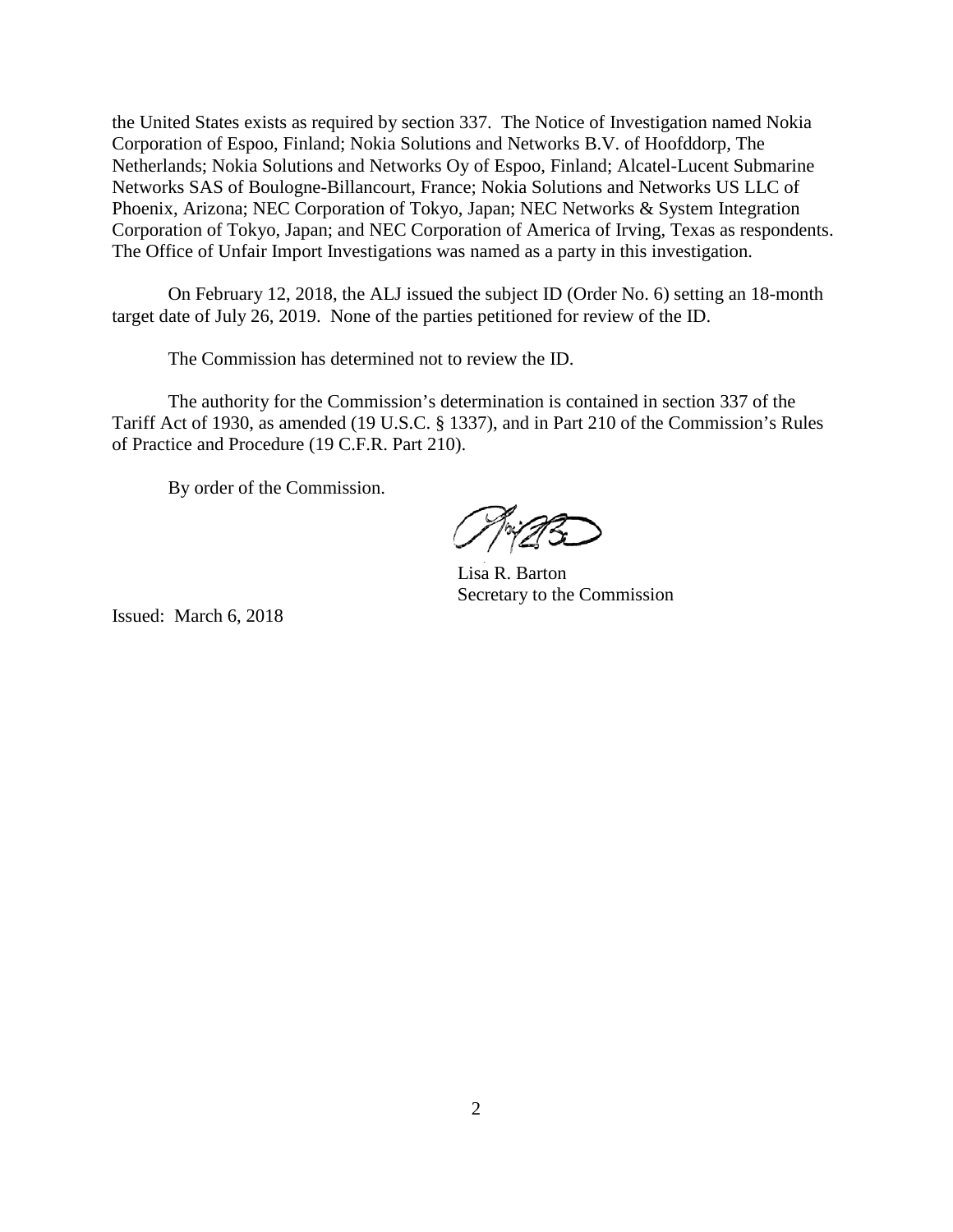the United States exists as required by section 337. The Notice of Investigation named Nokia Corporation of Espoo, Finland; Nokia Solutions and Networks B.V. of Hoofddorp, The Netherlands; Nokia Solutions and Networks Oy of Espoo, Finland; Alcatel-Lucent Submarine Networks SAS of Boulogne-Billancourt, France; Nokia Solutions and Networks US LLC of Phoenix, Arizona; NEC Corporation of Tokyo, Japan; NEC Networks & System Integration Corporation of Tokyo, Japan; and NEC Corporation of America of Irving, Texas as respondents. The Office of Unfair Import Investigations was named as a party in this investigation.

On February 12, 2018, the ALJ issued the subject ID (Order No. 6) setting an 18-month target date of July 26, 2019. None of the parties petitioned for review of the ID.

The Commission has determined not to review the ID.

The authority for the Commission's determination is contained in section 337 of the Tariff Act of 1930, as amended (19 U.S.C. § 1337), and in Part 210 of the Commission's Rules of Practice and Procedure (19 C.F.R. Part 210).

By order of the Commission.

Lisa R. Barton
Secretary to the Commission

Issued: March 6, 2018